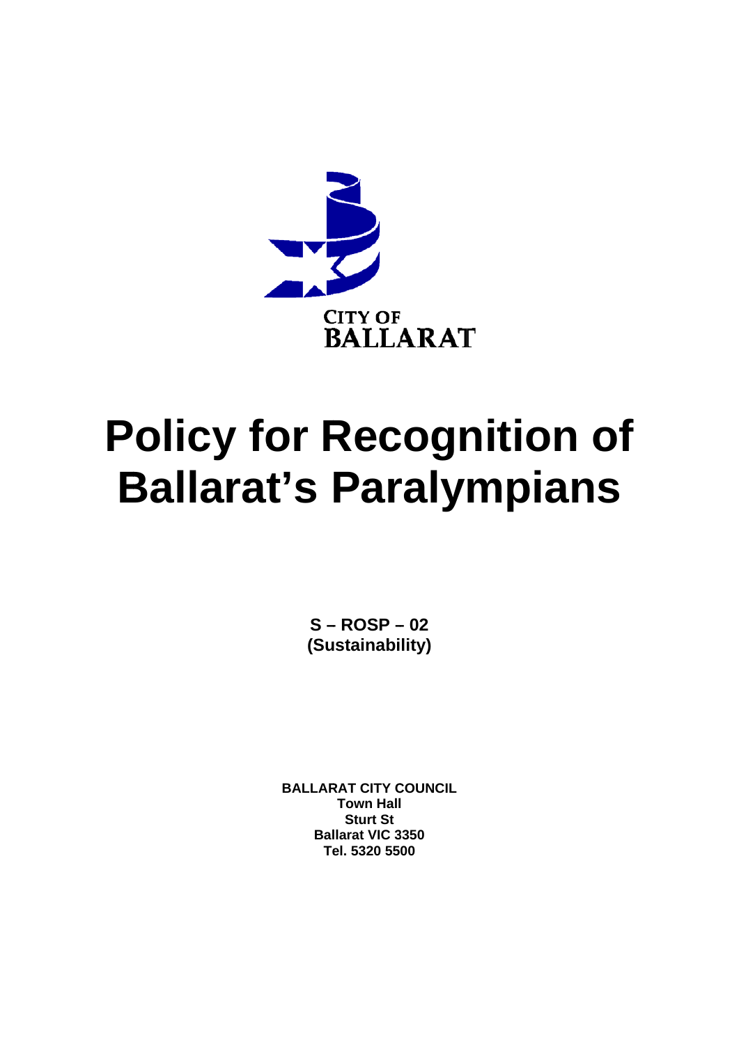CITY OF
BALLARAT

# Policy for Recognition of Ballarat's Paralympians

**S – ROSP – 02**
**(Sustainability)**

**BALLARAT CITY COUNCIL**
**Town Hall**
**Sturt St**
**Ballarat VIC 3350**
**Tel. 5320 5500**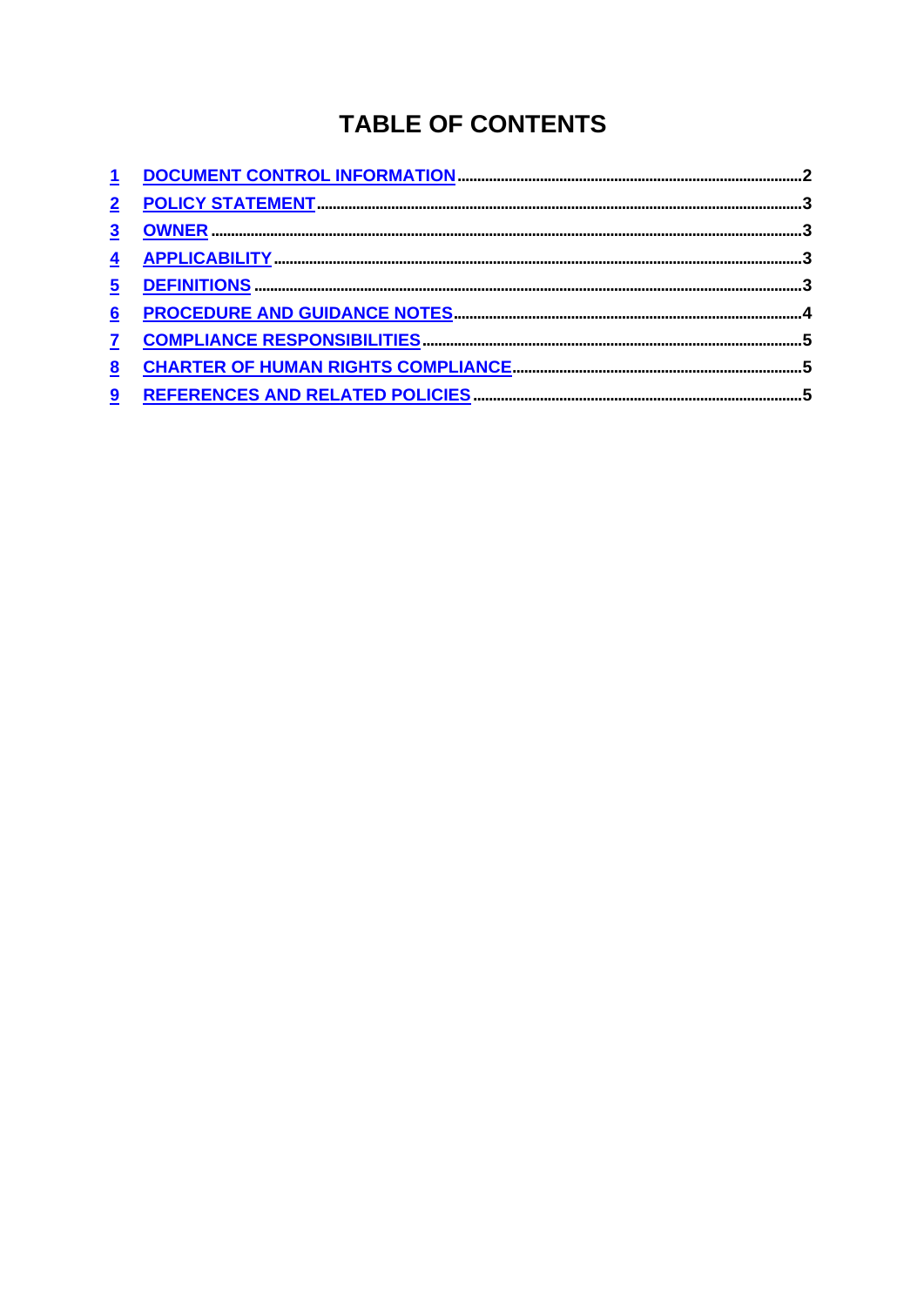# TABLE OF CONTENTS

1 DOCUMENT CONTROL INFORMATION ........................................ 2
2 POLICY STATEMENT ........................................ 3
3 OWNER ........................................ 3
4 APPLICABILITY ........................................ 3
5 DEFINITIONS ........................................ 3
6 PROCEDURE AND GUIDANCE NOTES ........................................ 4
7 COMPLIANCE RESPONSIBILITIES ........................................ 5
8 CHARTER OF HUMAN RIGHTS COMPLIANCE ........................................ 5
9 REFERENCES AND RELATED POLICIES ........................................ 5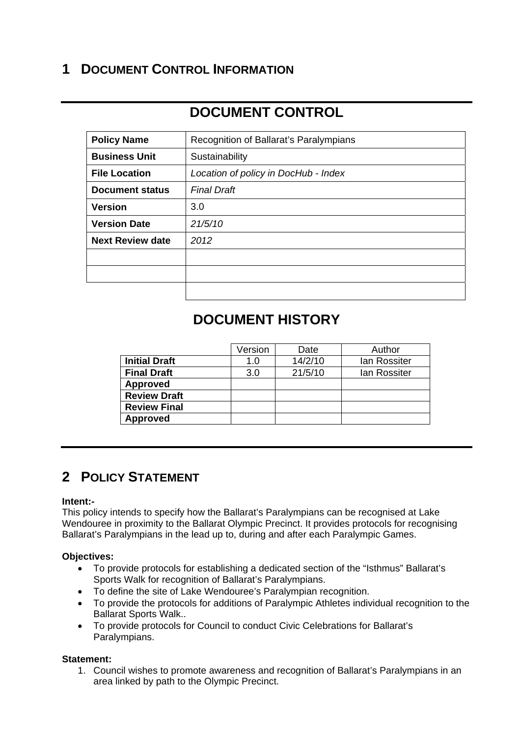# 1 DOCUMENT CONTROL INFORMATION

## DOCUMENT CONTROL

| **Policy Name** | Recognition of Ballarat's Paralympians |
|---|---|
| **Business Unit** | Sustainability |
| **File Location** | *Location of policy in DocHub - Index* |
| **Document status** | *Final Draft* |
| **Version** | 3.0 |
| **Version Date** | *21/5/10* |
| **Next Review date** | *2012* |
| | |
| | |
| | |

## DOCUMENT HISTORY

| | Version | Date | Author |
|---|---|---|---|
| **Initial Draft** | 1.0 | 14/2/10 | Ian Rossiter |
| **Final Draft** | 3.0 | 21/5/10 | Ian Rossiter |
| **Approved** | | | |
| **Review Draft** | | | |
| **Review Final** | | | |
| **Approved** | | | |

# 2 POLICY STATEMENT

**Intent:-**

This policy intends to specify how the Ballarat's Paralympians can be recognised at Lake Wendouree in proximity to the Ballarat Olympic Precinct. It provides protocols for recognising Ballarat's Paralympians in the lead up to, during and after each Paralympic Games.

**Objectives:**

- To provide protocols for establishing a dedicated section of the "Isthmus" Ballarat's Sports Walk for recognition of Ballarat's Paralympians.
- To define the site of Lake Wendouree's Paralympian recognition.
- To provide the protocols for additions of Paralympic Athletes individual recognition to the Ballarat Sports Walk..
- To provide protocols for Council to conduct Civic Celebrations for Ballarat's Paralympians.

**Statement:**

1. Council wishes to promote awareness and recognition of Ballarat's Paralympians in an area linked by path to the Olympic Precinct.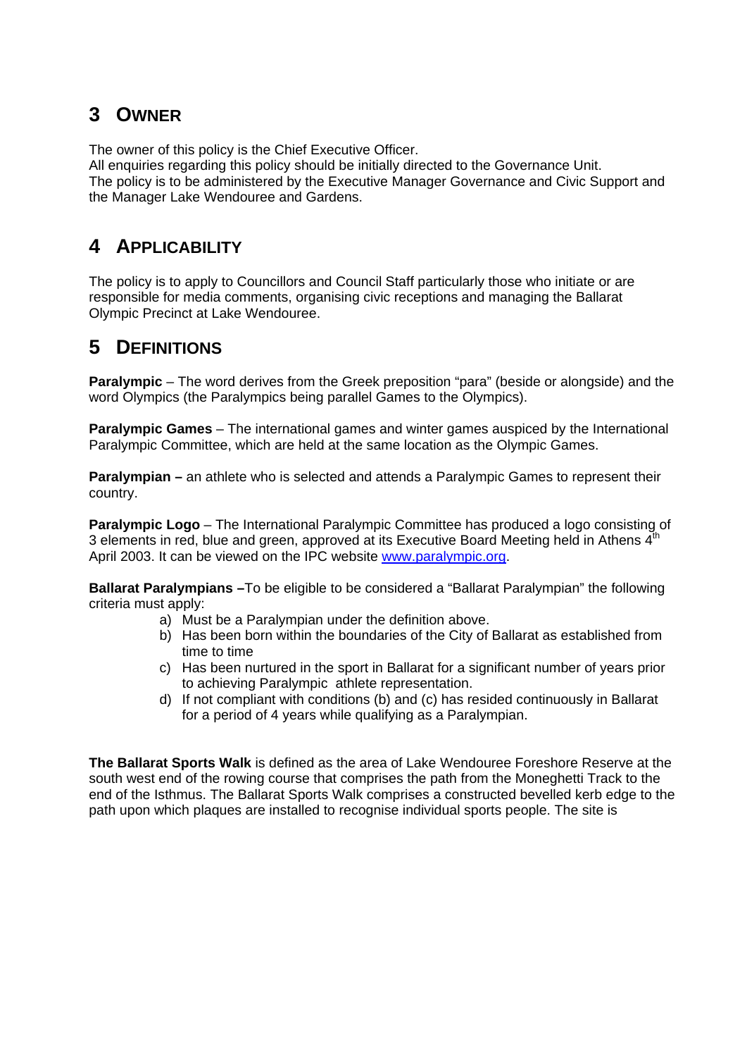# 3 OWNER

The owner of this policy is the Chief Executive Officer.
All enquiries regarding this policy should be initially directed to the Governance Unit.
The policy is to be administered by the Executive Manager Governance and Civic Support and the Manager Lake Wendouree and Gardens.

# 4 APPLICABILITY

The policy is to apply to Councillors and Council Staff particularly those who initiate or are responsible for media comments, organising civic receptions and managing the Ballarat Olympic Precinct at Lake Wendouree.

# 5 DEFINITIONS

**Paralympic** – The word derives from the Greek preposition "para" (beside or alongside) and the word Olympics (the Paralympics being parallel Games to the Olympics).

**Paralympic Games** – The international games and winter games auspiced by the International Paralympic Committee, which are held at the same location as the Olympic Games.

**Paralympian –** an athlete who is selected and attends a Paralympic Games to represent their country.

**Paralympic Logo** – The International Paralympic Committee has produced a logo consisting of 3 elements in red, blue and green, approved at its Executive Board Meeting held in Athens 4th April 2003. It can be viewed on the IPC website www.paralympic.org.

**Ballarat Paralympians –**To be eligible to be considered a "Ballarat Paralympian" the following criteria must apply:

a) Must be a Paralympian under the definition above.
b) Has been born within the boundaries of the City of Ballarat as established from time to time
c) Has been nurtured in the sport in Ballarat for a significant number of years prior to achieving Paralympic athlete representation.
d) If not compliant with conditions (b) and (c) has resided continuously in Ballarat for a period of 4 years while qualifying as a Paralympian.

**The Ballarat Sports Walk** is defined as the area of Lake Wendouree Foreshore Reserve at the south west end of the rowing course that comprises the path from the Moneghetti Track to the end of the Isthmus. The Ballarat Sports Walk comprises a constructed bevelled kerb edge to the path upon which plaques are installed to recognise individual sports people. The site is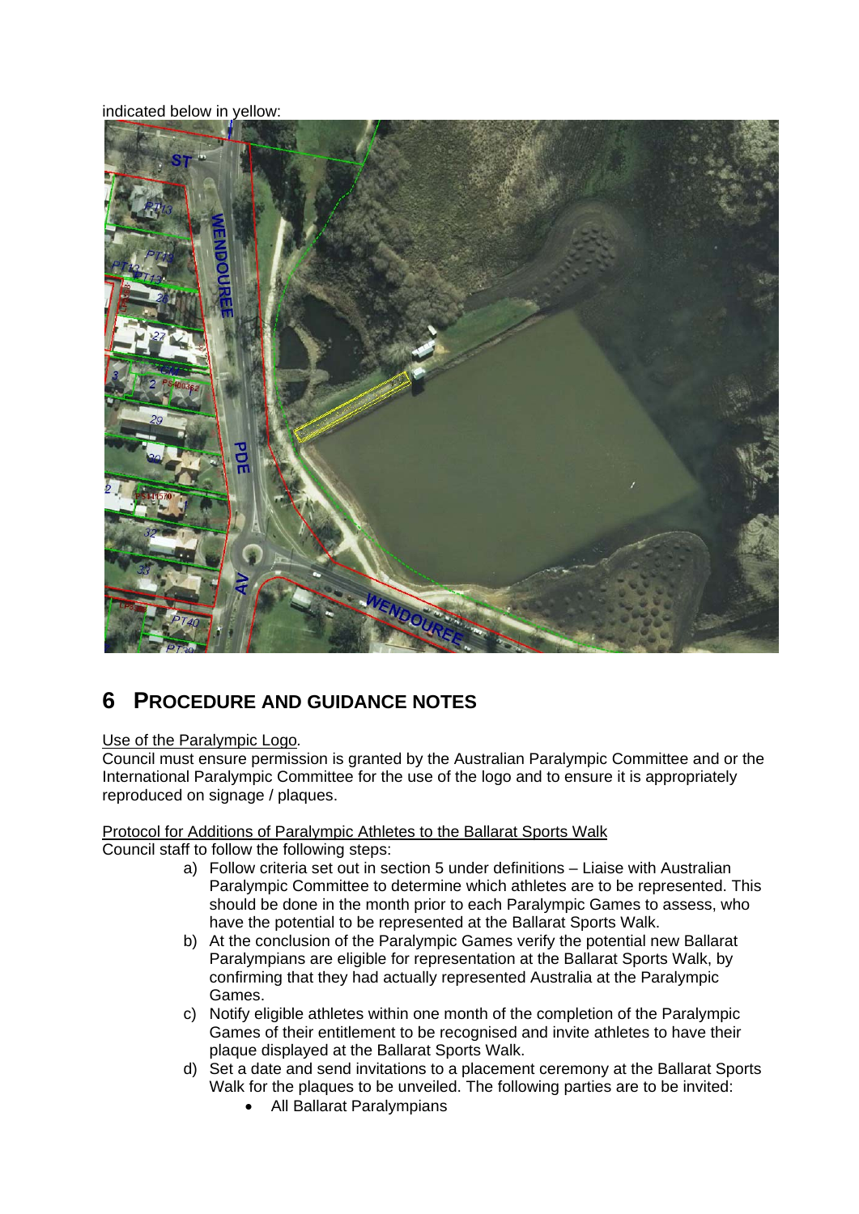indicated below in yellow:

## 6 PROCEDURE AND GUIDANCE NOTES

Use of the Paralympic Logo.

Council must ensure permission is granted by the Australian Paralympic Committee and or the International Paralympic Committee for the use of the logo and to ensure it is appropriately reproduced on signage / plaques.

Protocol for Additions of Paralympic Athletes to the Ballarat Sports Walk

Council staff to follow the following steps:

a) Follow criteria set out in section 5 under definitions – Liaise with Australian Paralympic Committee to determine which athletes are to be represented. This should be done in the month prior to each Paralympic Games to assess, who have the potential to be represented at the Ballarat Sports Walk.
b) At the conclusion of the Paralympic Games verify the potential new Ballarat Paralympians are eligible for representation at the Ballarat Sports Walk, by confirming that they had actually represented Australia at the Paralympic Games.
c) Notify eligible athletes within one month of the completion of the Paralympic Games of their entitlement to be recognised and invite athletes to have their plaque displayed at the Ballarat Sports Walk.
d) Set a date and send invitations to a placement ceremony at the Ballarat Sports Walk for the plaques to be unveiled. The following parties are to be invited:
   - All Ballarat Paralympians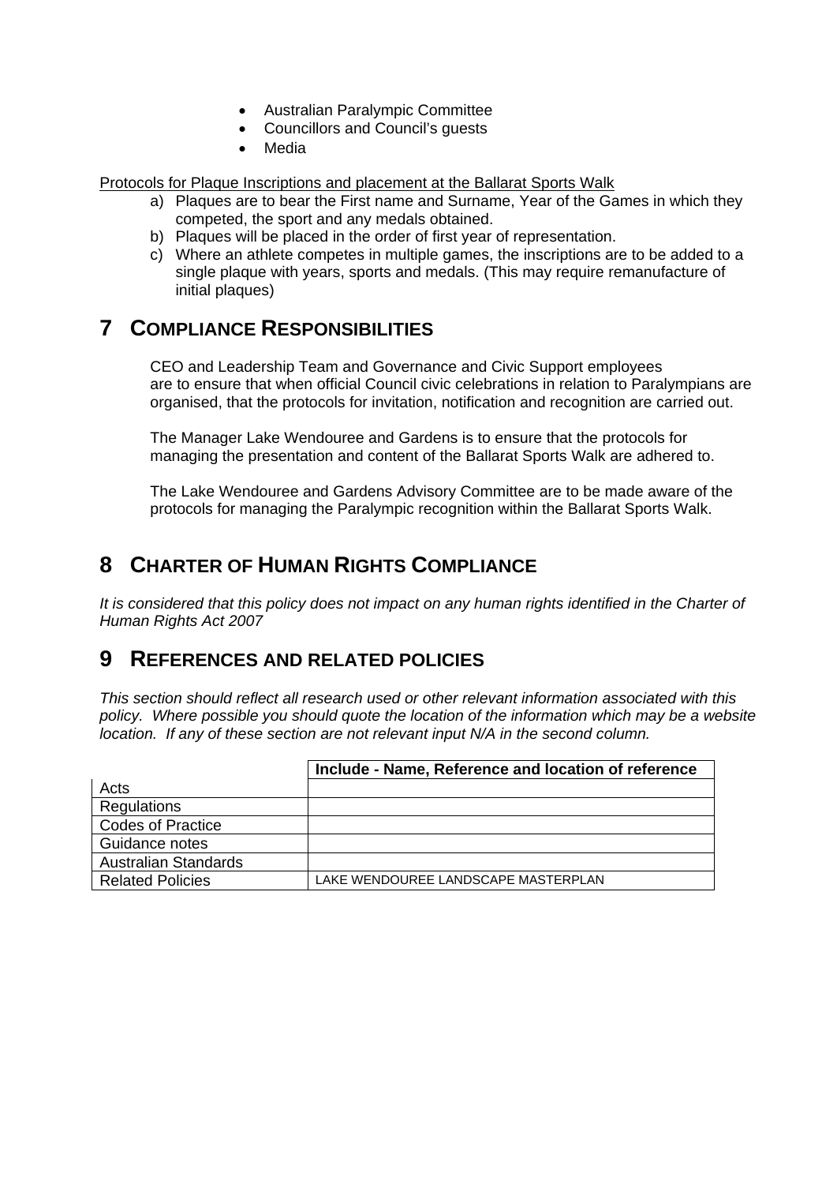- Australian Paralympic Committee
- Councillors and Council's guests
- Media

Protocols for Plaque Inscriptions and placement at the Ballarat Sports Walk

a) Plaques are to bear the First name and Surname, Year of the Games in which they competed, the sport and any medals obtained.
b) Plaques will be placed in the order of first year of representation.
c) Where an athlete competes in multiple games, the inscriptions are to be added to a single plaque with years, sports and medals. (This may require remanufacture of initial plaques)

# 7 COMPLIANCE RESPONSIBILITIES

CEO and Leadership Team and Governance and Civic Support employees are to ensure that when official Council civic celebrations in relation to Paralympians are organised, that the protocols for invitation, notification and recognition are carried out.

The Manager Lake Wendouree and Gardens is to ensure that the protocols for managing the presentation and content of the Ballarat Sports Walk are adhered to.

The Lake Wendouree and Gardens Advisory Committee are to be made aware of the protocols for managing the Paralympic recognition within the Ballarat Sports Walk.

# 8 CHARTER OF HUMAN RIGHTS COMPLIANCE

*It is considered that this policy does not impact on any human rights identified in the Charter of Human Rights Act 2007*

# 9 REFERENCES AND RELATED POLICIES

*This section should reflect all research used or other relevant information associated with this policy. Where possible you should quote the location of the information which may be a website location. If any of these section are not relevant input N/A in the second column.*

| | **Include - Name, Reference and location of reference** |
|---|---|
| Acts | |
| Regulations | |
| Codes of Practice | |
| Guidance notes | |
| Australian Standards | |
| Related Policies | LAKE WENDOUREE LANDSCAPE MASTERPLAN |